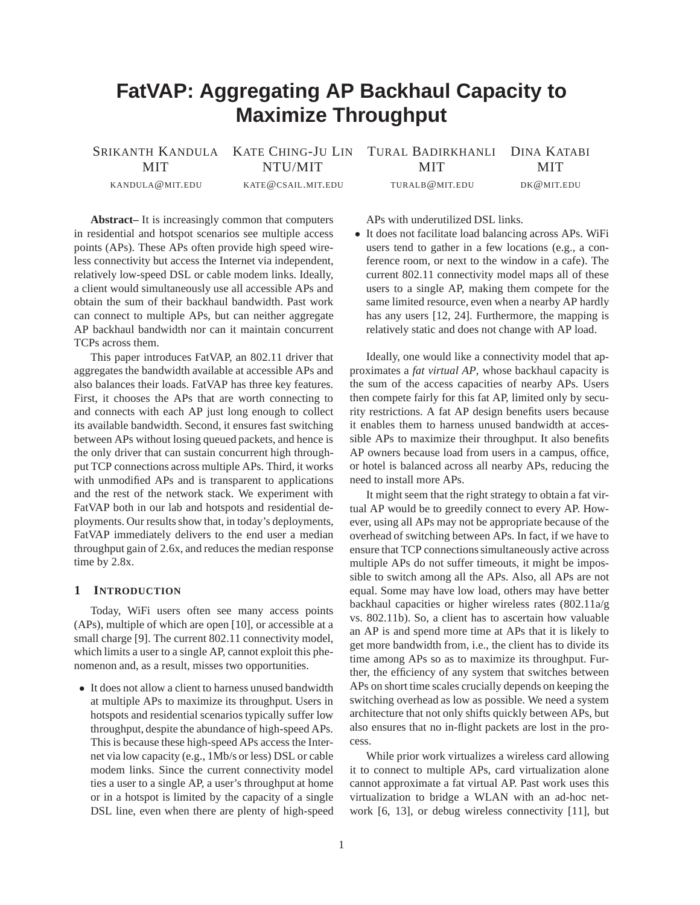# FatVAP: Aggregating AP Backhaul Capacity to Maximize Throughput

Srikanth Kandula, MIT — kandula@mit.edu
Kate Ching-Ju Lin, NTU/MIT — kate@csail.mit.edu
Tural Badirkhanli, MIT — turalb@mit.edu
Dina Katabi, MIT — dk@mit.edu

**Abstract–** It is increasingly common that computers in residential and hotspot scenarios see multiple access points (APs). These APs often provide high speed wireless connectivity but access the Internet via independent, relatively low-speed DSL or cable modem links. Ideally, a client would simultaneously use all accessible APs and obtain the sum of their backhaul bandwidth. Past work can connect to multiple APs, but can neither aggregate AP backhaul bandwidth nor can it maintain concurrent TCPs across them.

This paper introduces FatVAP, an 802.11 driver that aggregates the bandwidth available at accessible APs and also balances their loads. FatVAP has three key features. First, it chooses the APs that are worth connecting to and connects with each AP just long enough to collect its available bandwidth. Second, it ensures fast switching between APs without losing queued packets, and hence is the only driver that can sustain concurrent high throughput TCP connections across multiple APs. Third, it works with unmodified APs and is transparent to applications and the rest of the network stack. We experiment with FatVAP both in our lab and hotspots and residential deployments. Our results show that, in today's deployments, FatVAP immediately delivers to the end user a median throughput gain of 2.6x, and reduces the median response time by 2.8x.

## 1 Introduction

Today, WiFi users often see many access points (APs), multiple of which are open [10], or accessible at a small charge [9]. The current 802.11 connectivity model, which limits a user to a single AP, cannot exploit this phenomenon and, as a result, misses two opportunities.

- It does not allow a client to harness unused bandwidth at multiple APs to maximize its throughput. Users in hotspots and residential scenarios typically suffer low throughput, despite the abundance of high-speed APs. This is because these high-speed APs access the Internet via low capacity (e.g., 1Mb/s or less) DSL or cable modem links. Since the current connectivity model ties a user to a single AP, a user's throughput at home or in a hotspot is limited by the capacity of a single DSL line, even when there are plenty of high-speed APs with underutilized DSL links.
- It does not facilitate load balancing across APs. WiFi users tend to gather in a few locations (e.g., a conference room, or next to the window in a cafe). The current 802.11 connectivity model maps all of these users to a single AP, making them compete for the same limited resource, even when a nearby AP hardly has any users [12, 24]. Furthermore, the mapping is relatively static and does not change with AP load.

Ideally, one would like a connectivity model that approximates a *fat virtual AP*, whose backhaul capacity is the sum of the access capacities of nearby APs. Users then compete fairly for this fat AP, limited only by security restrictions. A fat AP design benefits users because it enables them to harness unused bandwidth at accessible APs to maximize their throughput. It also benefits AP owners because load from users in a campus, office, or hotel is balanced across all nearby APs, reducing the need to install more APs.

It might seem that the right strategy to obtain a fat virtual AP would be to greedily connect to every AP. However, using all APs may not be appropriate because of the overhead of switching between APs. In fact, if we have to ensure that TCP connections simultaneously active across multiple APs do not suffer timeouts, it might be impossible to switch among all the APs. Also, all APs are not equal. Some may have low load, others may have better backhaul capacities or higher wireless rates (802.11a/g vs. 802.11b). So, a client has to ascertain how valuable an AP is and spend more time at APs that it is likely to get more bandwidth from, i.e., the client has to divide its time among APs so as to maximize its throughput. Further, the efficiency of any system that switches between APs on short time scales crucially depends on keeping the switching overhead as low as possible. We need a system architecture that not only shifts quickly between APs, but also ensures that no in-flight packets are lost in the process.

While prior work virtualizes a wireless card allowing it to connect to multiple APs, card virtualization alone cannot approximate a fat virtual AP. Past work uses this virtualization to bridge a WLAN with an ad-hoc network [6, 13], or debug wireless connectivity [11], but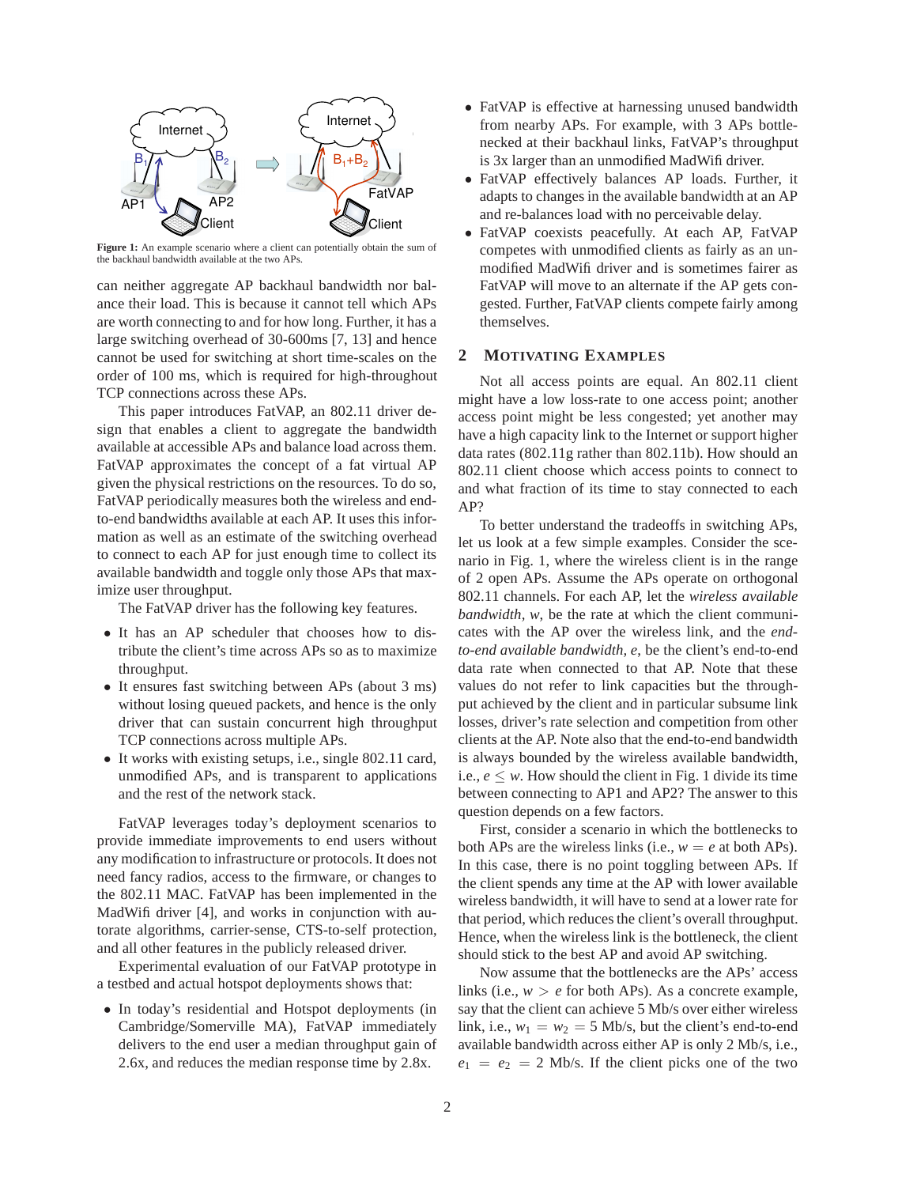Figure 1: An example scenario where a client can potentially obtain the sum of the backhaul bandwidth available at the two APs.

can neither aggregate AP backhaul bandwidth nor balance their load. This is because it cannot tell which APs are worth connecting to and for how long. Further, it has a large switching overhead of 30-600ms [7, 13] and hence cannot be used for switching at short time-scales on the order of 100 ms, which is required for high-throughout TCP connections across these APs.

This paper introduces FatVAP, an 802.11 driver design that enables a client to aggregate the bandwidth available at accessible APs and balance load across them. FatVAP approximates the concept of a fat virtual AP given the physical restrictions on the resources. To do so, FatVAP periodically measures both the wireless and end-to-end bandwidths available at each AP. It uses this information as well as an estimate of the switching overhead to connect to each AP for just enough time to collect its available bandwidth and toggle only those APs that maximize user throughput.

The FatVAP driver has the following key features.

- It has an AP scheduler that chooses how to distribute the client's time across APs so as to maximize throughput.
- It ensures fast switching between APs (about 3 ms) without losing queued packets, and hence is the only driver that can sustain concurrent high throughput TCP connections across multiple APs.
- It works with existing setups, i.e., single 802.11 card, unmodified APs, and is transparent to applications and the rest of the network stack.

FatVAP leverages today's deployment scenarios to provide immediate improvements to end users without any modification to infrastructure or protocols. It does not need fancy radios, access to the firmware, or changes to the 802.11 MAC. FatVAP has been implemented in the MadWifi driver [4], and works in conjunction with autorate algorithms, carrier-sense, CTS-to-self protection, and all other features in the publicly released driver.

Experimental evaluation of our FatVAP prototype in a testbed and actual hotspot deployments shows that:

- In today's residential and Hotspot deployments (in Cambridge/Somerville MA), FatVAP immediately delivers to the end user a median throughput gain of 2.6x, and reduces the median response time by 2.8x.
- FatVAP is effective at harnessing unused bandwidth from nearby APs. For example, with 3 APs bottlenecked at their backhaul links, FatVAP's throughput is 3x larger than an unmodified MadWifi driver.
- FatVAP effectively balances AP loads. Further, it adapts to changes in the available bandwidth at an AP and re-balances load with no perceivable delay.
- FatVAP coexists peacefully. At each AP, FatVAP competes with unmodified clients as fairly as an unmodified MadWifi driver and is sometimes fairer as FatVAP will move to an alternate if the AP gets congested. Further, FatVAP clients compete fairly among themselves.

## 2 Motivating Examples

Not all access points are equal. An 802.11 client might have a low loss-rate to one access point; another access point might be less congested; yet another may have a high capacity link to the Internet or support higher data rates (802.11g rather than 802.11b). How should an 802.11 client choose which access points to connect to and what fraction of its time to stay connected to each AP?

To better understand the tradeoffs in switching APs, let us look at a few simple examples. Consider the scenario in Fig. 1, where the wireless client is in the range of 2 open APs. Assume the APs operate on orthogonal 802.11 channels. For each AP, let the *wireless available bandwidth*, $w$, be the rate at which the client communicates with the AP over the wireless link, and the *end-to-end available bandwidth*, $e$, be the client's end-to-end data rate when connected to that AP. Note that these values do not refer to link capacities but the throughput achieved by the client and in particular subsume link losses, driver's rate selection and competition from other clients at the AP. Note also that the end-to-end bandwidth is always bounded by the wireless available bandwidth, i.e., $e \leq w$. How should the client in Fig. 1 divide its time between connecting to AP1 and AP2? The answer to this question depends on a few factors.

First, consider a scenario in which the bottlenecks to both APs are the wireless links (i.e., $w = e$ at both APs). In this case, there is no point toggling between APs. If the client spends any time at the AP with lower available wireless bandwidth, it will have to send at a lower rate for that period, which reduces the client's overall throughput. Hence, when the wireless link is the bottleneck, the client should stick to the best AP and avoid AP switching.

Now assume that the bottlenecks are the APs' access links (i.e., $w > e$ for both APs). As a concrete example, say that the client can achieve 5 Mb/s over either wireless link, i.e., $w_1 = w_2 = 5$ Mb/s, but the client's end-to-end available bandwidth across either AP is only 2 Mb/s, i.e., $e_1 = e_2 = 2$ Mb/s. If the client picks one of the two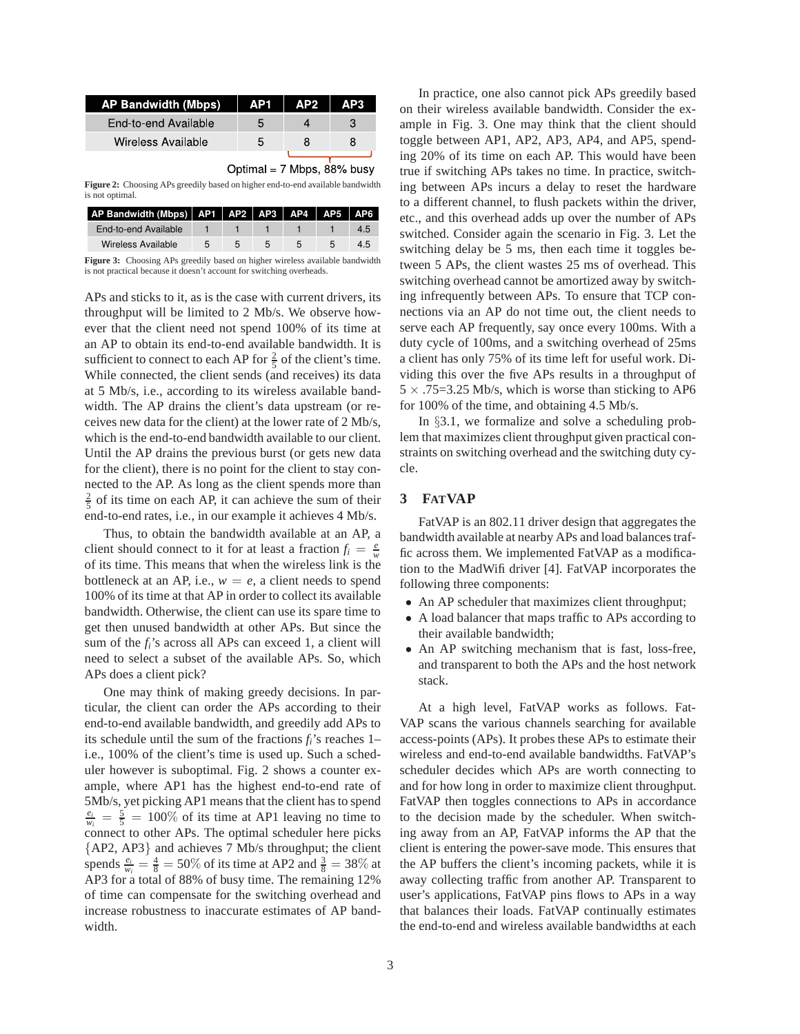| AP Bandwidth (Mbps) | AP1 | AP2 | AP3 |
|---|---|---|---|
| End-to-end Available | 5 | 4 | 3 |
| Wireless Available | 5 | 8 | 8 |

Optimal = 7 Mbps, 88% busy

**Figure 2:** Choosing APs greedily based on higher end-to-end available bandwidth is not optimal.

| AP Bandwidth (Mbps) | AP1 | AP2 | AP3 | AP4 | AP5 | AP6 |
|---|---|---|---|---|---|---|
| End-to-end Available | 1 | 1 | 1 | 1 | 1 | 4.5 |
| Wireless Available | 5 | 5 | 5 | 5 | 5 | 4.5 |

**Figure 3:** Choosing APs greedily based on higher wireless available bandwidth is not practical because it doesn't account for switching overheads.

APs and sticks to it, as is the case with current drivers, its throughput will be limited to 2 Mb/s. We observe however that the client need not spend 100% of its time at an AP to obtain its end-to-end available bandwidth. It is sufficient to connect to each AP for $\frac{2}{5}$ of the client's time. While connected, the client sends (and receives) its data at 5 Mb/s, i.e., according to its wireless available bandwidth. The AP drains the client's data upstream (or receives new data for the client) at the lower rate of 2 Mb/s, which is the end-to-end bandwidth available to our client. Until the AP drains the previous burst (or gets new data for the client), there is no point for the client to stay connected to the AP. As long as the client spends more than $\frac{2}{5}$ of its time on each AP, it can achieve the sum of their end-to-end rates, i.e., in our example it achieves 4 Mb/s.

Thus, to obtain the bandwidth available at an AP, a client should connect to it for at least a fraction $f_i = \frac{e}{w}$ of its time. This means that when the wireless link is the bottleneck at an AP, i.e., $w = e$, a client needs to spend 100% of its time at that AP in order to collect its available bandwidth. Otherwise, the client can use its spare time to get then unused bandwidth at other APs. But since the sum of the $f_i$'s across all APs can exceed 1, a client will need to select a subset of the available APs. So, which APs does a client pick?

One may think of making greedy decisions. In particular, the client can order the APs according to their end-to-end available bandwidth, and greedily add APs to its schedule until the sum of the fractions $f_i$'s reaches 1– i.e., 100% of the client's time is used up. Such a scheduler however is suboptimal. Fig. 2 shows a counter example, where AP1 has the highest end-to-end rate of 5Mb/s, yet picking AP1 means that the client has to spend $\frac{e_i}{w_i} = \frac{5}{5} = 100\%$ of its time at AP1 leaving no time to connect to other APs. The optimal scheduler here picks {AP2, AP3} and achieves 7 Mb/s throughput; the client spends $\frac{e_i}{w_i} = \frac{4}{8} = 50\%$ of its time at AP2 and $\frac{3}{8} = 38\%$ at AP3 for a total of 88% of busy time. The remaining 12% of time can compensate for the switching overhead and increase robustness to inaccurate estimates of AP bandwidth.

In practice, one also cannot pick APs greedily based on their wireless available bandwidth. Consider the example in Fig. 3. One may think that the client should toggle between AP1, AP2, AP3, AP4, and AP5, spending 20% of its time on each AP. This would have been true if switching APs takes no time. In practice, switching between APs incurs a delay to reset the hardware to a different channel, to flush packets within the driver, etc., and this overhead adds up over the number of APs switched. Consider again the scenario in Fig. 3. Let the switching delay be 5 ms, then each time it toggles between 5 APs, the client wastes 25 ms of overhead. This switching overhead cannot be amortized away by switching infrequently between APs. To ensure that TCP connections via an AP do not time out, the client needs to serve each AP frequently, say once every 100ms. With a duty cycle of 100ms, and a switching overhead of 25ms a client has only 75% of its time left for useful work. Dividing this over the five APs results in a throughput of $5 \times .75$=3.25 Mb/s, which is worse than sticking to AP6 for 100% of the time, and obtaining 4.5 Mb/s.

In §3.1, we formalize and solve a scheduling problem that maximizes client throughput given practical constraints on switching overhead and the switching duty cycle.

## 3 FatVAP

FatVAP is an 802.11 driver design that aggregates the bandwidth available at nearby APs and load balances traffic across them. We implemented FatVAP as a modification to the MadWifi driver [4]. FatVAP incorporates the following three components:

- An AP scheduler that maximizes client throughput;
- A load balancer that maps traffic to APs according to their available bandwidth;
- An AP switching mechanism that is fast, loss-free, and transparent to both the APs and the host network stack.

At a high level, FatVAP works as follows. FatVAP scans the various channels searching for available access-points (APs). It probes these APs to estimate their wireless and end-to-end available bandwidths. FatVAP's scheduler decides which APs are worth connecting to and for how long in order to maximize client throughput. FatVAP then toggles connections to APs in accordance to the decision made by the scheduler. When switching away from an AP, FatVAP informs the AP that the client is entering the power-save mode. This ensures that the AP buffers the client's incoming packets, while it is away collecting traffic from another AP. Transparent to user's applications, FatVAP pins flows to APs in a way that balances their loads. FatVAP continually estimates the end-to-end and wireless available bandwidths at each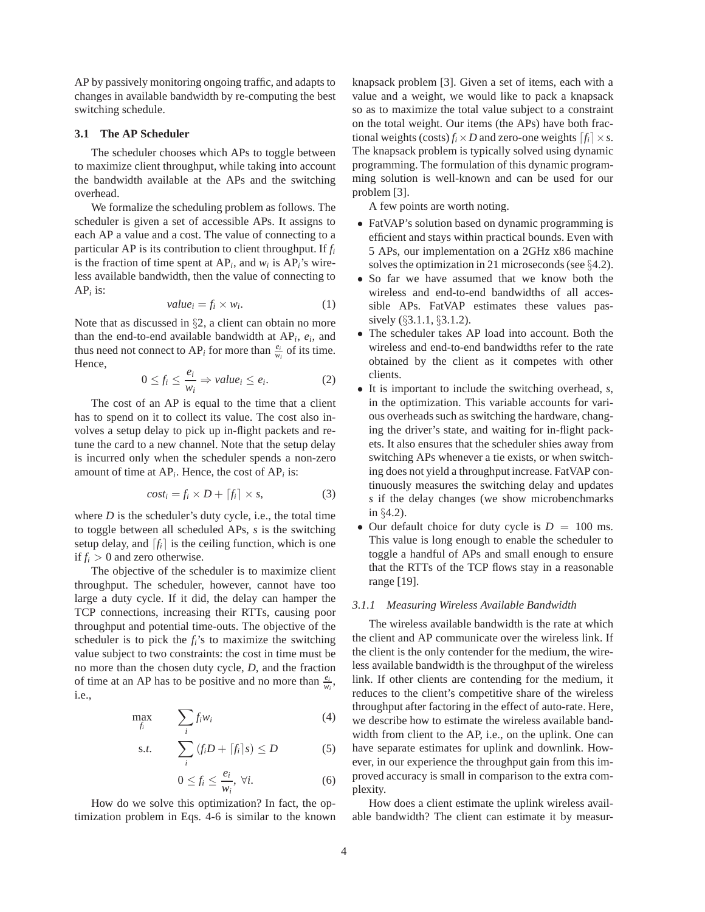AP by passively monitoring ongoing traffic, and adapts to changes in available bandwidth by re-computing the best switching schedule.

### 3.1 The AP Scheduler

The scheduler chooses which APs to toggle between to maximize client throughput, while taking into account the bandwidth available at the APs and the switching overhead.

We formalize the scheduling problem as follows. The scheduler is given a set of accessible APs. It assigns to each AP a value and a cost. The value of connecting to a particular AP is its contribution to client throughput. If $f_i$ is the fraction of time spent at $\text{AP}_i$, and $w_i$ is $\text{AP}_i$'s wireless available bandwidth, then the value of connecting to $\text{AP}_i$ is:

$$value_i = f_i \times w_i. \tag{1}$$

Note that as discussed in §2, a client can obtain no more than the end-to-end available bandwidth at $\text{AP}_i$, $e_i$, and thus need not connect to $\text{AP}_i$ for more than $\frac{e_i}{w_i}$ of its time. Hence,

$$0 \leq f_i \leq \frac{e_i}{w_i} \Rightarrow value_i \leq e_i. \tag{2}$$

The cost of an AP is equal to the time that a client has to spend on it to collect its value. The cost also involves a setup delay to pick up in-flight packets and retune the card to a new channel. Note that the setup delay is incurred only when the scheduler spends a non-zero amount of time at $\text{AP}_i$. Hence, the cost of $\text{AP}_i$ is:

$$cost_i = f_i \times D + \lceil f_i \rceil \times s, \tag{3}$$

where $D$ is the scheduler's duty cycle, i.e., the total time to toggle between all scheduled APs, $s$ is the switching setup delay, and $\lceil f_i \rceil$ is the ceiling function, which is one if $f_i > 0$ and zero otherwise.

The objective of the scheduler is to maximize client throughput. The scheduler, however, cannot have too large a duty cycle. If it did, the delay can hamper the TCP connections, increasing their RTTs, causing poor throughput and potential time-outs. The objective of the scheduler is to pick the $f_i$'s to maximize the switching value subject to two constraints: the cost in time must be no more than the chosen duty cycle, $D$, and the fraction of time at an AP has to be positive and no more than $\frac{e_i}{w_i}$, i.e.,

$$\max_{f_i} \quad \sum_i f_i w_i \tag{4}$$

$$\text{s.t.} \quad \sum_i (f_i D + \lceil f_i \rceil s) \leq D \tag{5}$$

$$0 \leq f_i \leq \frac{e_i}{w_i}, \ \forall i. \tag{6}$$

How do we solve this optimization? In fact, the optimization problem in Eqs. 4-6 is similar to the known knapsack problem [3]. Given a set of items, each with a value and a weight, we would like to pack a knapsack so as to maximize the total value subject to a constraint on the total weight. Our items (the APs) have both fractional weights (costs) $f_i \times D$ and zero-one weights $\lceil f_i \rceil \times s$. The knapsack problem is typically solved using dynamic programming. The formulation of this dynamic programming solution is well-known and can be used for our problem [3].

A few points are worth noting.

- FatVAP's solution based on dynamic programming is efficient and stays within practical bounds. Even with 5 APs, our implementation on a 2GHz x86 machine solves the optimization in 21 microseconds (see §4.2).
- So far we have assumed that we know both the wireless and end-to-end bandwidths of all accessible APs. FatVAP estimates these values passively (§3.1.1, §3.1.2).
- The scheduler takes AP load into account. Both the wireless and end-to-end bandwidths refer to the rate obtained by the client as it competes with other clients.
- It is important to include the switching overhead, $s$, in the optimization. This variable accounts for various overheads such as switching the hardware, changing the driver's state, and waiting for in-flight packets. It also ensures that the scheduler shies away from switching APs whenever a tie exists, or when switching does not yield a throughput increase. FatVAP continuously measures the switching delay and updates $s$ if the delay changes (we show microbenchmarks in §4.2).
- Our default choice for duty cycle is $D = 100$ ms. This value is long enough to enable the scheduler to toggle a handful of APs and small enough to ensure that the RTTs of the TCP flows stay in a reasonable range [19].

#### 3.1.1 *Measuring Wireless Available Bandwidth*

The wireless available bandwidth is the rate at which the client and AP communicate over the wireless link. If the client is the only contender for the medium, the wireless available bandwidth is the throughput of the wireless link. If other clients are contending for the medium, it reduces to the client's competitive share of the wireless throughput after factoring in the effect of auto-rate. Here, we describe how to estimate the wireless available bandwidth from client to the AP, i.e., on the uplink. One can have separate estimates for uplink and downlink. However, in our experience the throughput gain from this improved accuracy is small in comparison to the extra complexity.

How does a client estimate the uplink wireless available bandwidth? The client can estimate it by measur-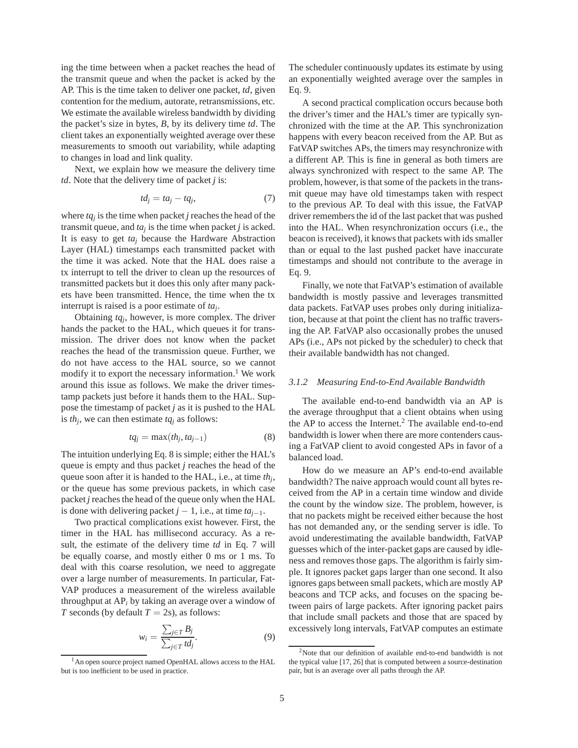ing the time between when a packet reaches the head of the transmit queue and when the packet is acked by the AP. This is the time taken to deliver one packet, *td*, given contention for the medium, autorate, retransmissions, etc. We estimate the available wireless bandwidth by dividing the packet's size in bytes, *B*, by its delivery time *td*. The client takes an exponentially weighted average over these measurements to smooth out variability, while adapting to changes in load and link quality.

Next, we explain how we measure the delivery time *td*. Note that the delivery time of packet *j* is:

$$td_j = ta_j - tq_j, \tag{7}$$

where $tq_j$ is the time when packet *j* reaches the head of the transmit queue, and $ta_j$ is the time when packet *j* is acked. It is easy to get $ta_j$ because the Hardware Abstraction Layer (HAL) timestamps each transmitted packet with the time it was acked. Note that the HAL does raise a tx interrupt to tell the driver to clean up the resources of transmitted packets but it does this only after many packets have been transmitted. Hence, the time when the tx interrupt is raised is a poor estimate of $ta_j$.

Obtaining $tq_j$, however, is more complex. The driver hands the packet to the HAL, which queues it for transmission. The driver does not know when the packet reaches the head of the transmission queue. Further, we do not have access to the HAL source, so we cannot modify it to export the necessary information.[1] We work around this issue as follows. We make the driver timestamp packets just before it hands them to the HAL. Suppose the timestamp of packet *j* as it is pushed to the HAL is $th_j$, we can then estimate $tq_j$ as follows:

$$tq_j = \max(th_j, ta_{j-1}) \tag{8}$$

The intuition underlying Eq. 8 is simple; either the HAL's queue is empty and thus packet *j* reaches the head of the queue soon after it is handed to the HAL, i.e., at time $th_j$, or the queue has some previous packets, in which case packet *j* reaches the head of the queue only when the HAL is done with delivering packet $j-1$, i.e., at time $ta_{j-1}$.

Two practical complications exist however. First, the timer in the HAL has millisecond accuracy. As a result, the estimate of the delivery time *td* in Eq. 7 will be equally coarse, and mostly either 0 ms or 1 ms. To deal with this coarse resolution, we need to aggregate over a large number of measurements. In particular, FatVAP produces a measurement of the wireless available throughput at $\text{AP}_i$ by taking an average over a window of *T* seconds (by default $T = 2$s), as follows:

$$w_i = \frac{\sum_{j \in T} B_j}{\sum_{j \in T} td_j}. \tag{9}$$

The scheduler continuously updates its estimate by using an exponentially weighted average over the samples in Eq. 9.

A second practical complication occurs because both the driver's timer and the HAL's timer are typically synchronized with the time at the AP. This synchronization happens with every beacon received from the AP. But as FatVAP switches APs, the timers may resynchronize with a different AP. This is fine in general as both timers are always synchronized with respect to the same AP. The problem, however, is that some of the packets in the transmit queue may have old timestamps taken with respect to the previous AP. To deal with this issue, the FatVAP driver remembers the id of the last packet that was pushed into the HAL. When resynchronization occurs (i.e., the beacon is received), it knows that packets with ids smaller than or equal to the last pushed packet have inaccurate timestamps and should not contribute to the average in Eq. 9.

Finally, we note that FatVAP's estimation of available bandwidth is mostly passive and leverages transmitted data packets. FatVAP uses probes only during initialization, because at that point the client has no traffic traversing the AP. FatVAP also occasionally probes the unused APs (i.e., APs not picked by the scheduler) to check that their available bandwidth has not changed.

### 3.1.2 Measuring End-to-End Available Bandwidth

The available end-to-end bandwidth via an AP is the average throughput that a client obtains when using the AP to access the Internet.[2] The available end-to-end bandwidth is lower when there are more contenders causing a FatVAP client to avoid congested APs in favor of a balanced load.

How do we measure an AP's end-to-end available bandwidth? The naive approach would count all bytes received from the AP in a certain time window and divide the count by the window size. The problem, however, is that no packets might be received either because the host has not demanded any, or the sending server is idle. To avoid underestimating the available bandwidth, FatVAP guesses which of the inter-packet gaps are caused by idleness and removes those gaps. The algorithm is fairly simple. It ignores packet gaps larger than one second. It also ignores gaps between small packets, which are mostly AP beacons and TCP acks, and focuses on the spacing between pairs of large packets. After ignoring packet pairs that include small packets and those that are spaced by excessively long intervals, FatVAP computes an estimate

[1] An open source project named OpenHAL allows access to the HAL but is too inefficient to be used in practice.

[2] Note that our definition of available end-to-end bandwidth is not the typical value [17, 26] that is computed between a source-destination pair, but is an average over all paths through the AP.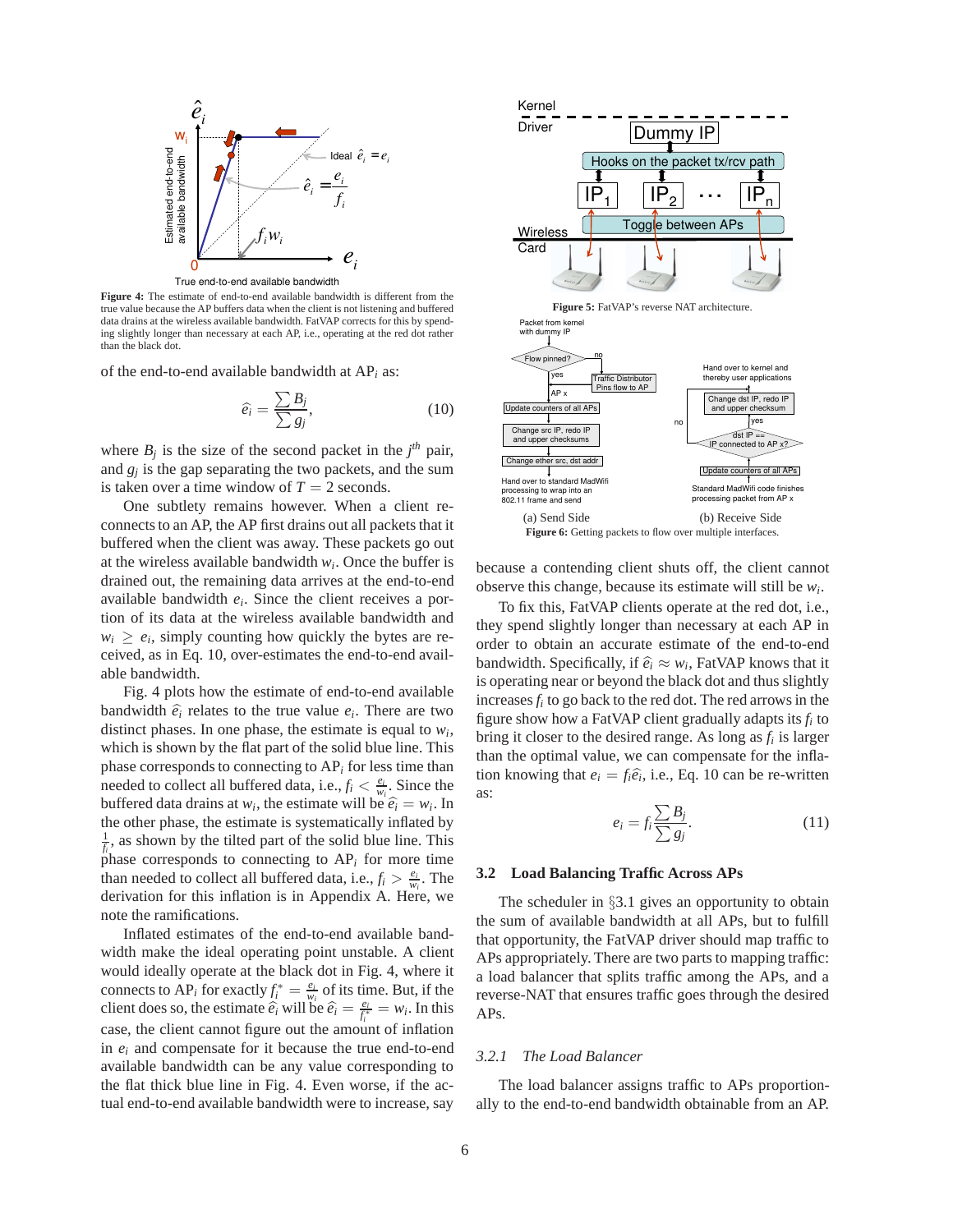**Figure 4:** The estimate of end-to-end available bandwidth is different from the true value because the AP buffers data when the client is not listening and buffered data drains at the wireless available bandwidth. FatVAP corrects for this by spending slightly longer than necessary at each AP, i.e., operating at the red dot rather than the black dot.

of the end-to-end available bandwidth at AP$_i$ as:

$$\widehat{e}_i = \frac{\sum B_j}{\sum g_j}, \quad (10)$$

where $B_j$ is the size of the second packet in the $j^{th}$ pair, and $g_j$ is the gap separating the two packets, and the sum is taken over a time window of $T = 2$ seconds.

One subtlety remains however. When a client reconnects to an AP, the AP first drains out all packets that it buffered when the client was away. These packets go out at the wireless available bandwidth $w_i$. Once the buffer is drained out, the remaining data arrives at the end-to-end available bandwidth $e_i$. Since the client receives a portion of its data at the wireless available bandwidth and $w_i \geq e_i$, simply counting how quickly the bytes are received, as in Eq. 10, over-estimates the end-to-end available bandwidth.

Fig. 4 plots how the estimate of end-to-end available bandwidth $\widehat{e}_i$ relates to the true value $e_i$. There are two distinct phases. In one phase, the estimate is equal to $w_i$, which is shown by the flat part of the solid blue line. This phase corresponds to connecting to AP$_i$ for less time than needed to collect all buffered data, i.e., $f_i < \frac{e_i}{w_i}$. Since the buffered data drains at $w_i$, the estimate will be $\widehat{e}_i = w_i$. In the other phase, the estimate is systematically inflated by $\frac{1}{f_i}$, as shown by the tilted part of the solid blue line. This phase corresponds to connecting to AP$_i$ for more time than needed to collect all buffered data, i.e., $f_i > \frac{e_i}{w_i}$. The derivation for this inflation is in Appendix A. Here, we note the ramifications.

Inflated estimates of the end-to-end available bandwidth make the ideal operating point unstable. A client would ideally operate at the black dot in Fig. 4, where it connects to AP$_i$ for exactly $f_i^* = \frac{e_i}{w_i}$ of its time. But, if the client does so, the estimate $\widehat{e}_i$ will be $\widehat{e}_i = \frac{e_i}{f_i^*} = w_i$. In this case, the client cannot figure out the amount of inflation in $e_i$ and compensate for it because the true end-to-end available bandwidth can be any value corresponding to the flat thick blue line in Fig. 4. Even worse, if the actual end-to-end available bandwidth were to increase, say because a contending client shuts off, the client cannot observe this change, because its estimate will still be $w_i$.

To fix this, FatVAP clients operate at the red dot, i.e., they spend slightly longer than necessary at each AP in order to obtain an accurate estimate of the end-to-end bandwidth. Specifically, if $\widehat{e}_i \approx w_i$, FatVAP knows that it is operating near or beyond the black dot and thus slightly increases $f_i$ to go back to the red dot. The red arrows in the figure show how a FatVAP client gradually adapts its $f_i$ to bring it closer to the desired range. As long as $f_i$ is larger than the optimal value, we can compensate for the inflation knowing that $e_i = f_i\widehat{e}_i$, i.e., Eq. 10 can be re-written as:

$$e_i = f_i \frac{\sum B_j}{\sum g_j}. \quad (11)$$

**Figure 5:** FatVAP's reverse NAT architecture.

(a) Send Side (b) Receive Side

**Figure 6:** Getting packets to flow over multiple interfaces.

### 3.2 Load Balancing Traffic Across APs

The scheduler in §3.1 gives an opportunity to obtain the sum of available bandwidth at all APs, but to fulfill that opportunity, the FatVAP driver should map traffic to APs appropriately. There are two parts to mapping traffic: a load balancer that splits traffic among the APs, and a reverse-NAT that ensures traffic goes through the desired APs.

#### *3.2.1 The Load Balancer*

The load balancer assigns traffic to APs proportionally to the end-to-end bandwidth obtainable from an AP.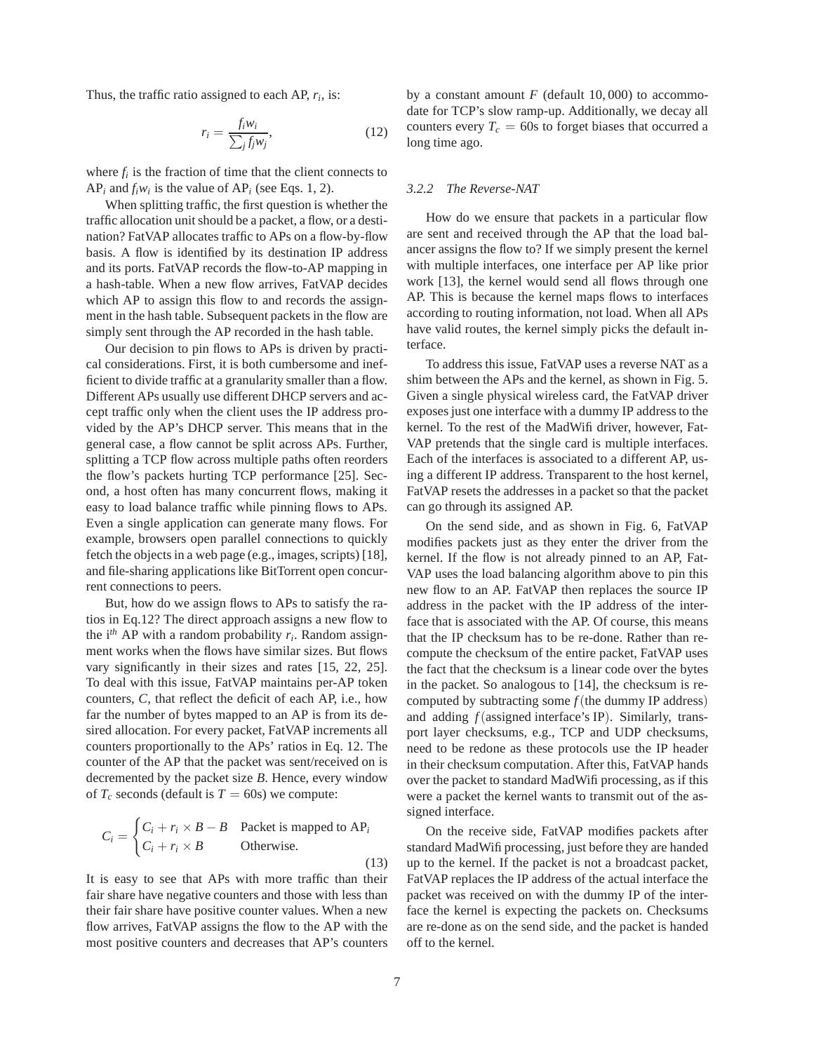Thus, the traffic ratio assigned to each AP, $r_i$, is:

$$r_i = \frac{f_i w_i}{\sum_j f_j w_j}, \tag{12}$$

where $f_i$ is the fraction of time that the client connects to AP$_i$ and $f_i w_i$ is the value of AP$_i$ (see Eqs. 1, 2).

When splitting traffic, the first question is whether the traffic allocation unit should be a packet, a flow, or a destination? FatVAP allocates traffic to APs on a flow-by-flow basis. A flow is identified by its destination IP address and its ports. FatVAP records the flow-to-AP mapping in a hash-table. When a new flow arrives, FatVAP decides which AP to assign this flow to and records the assignment in the hash table. Subsequent packets in the flow are simply sent through the AP recorded in the hash table.

Our decision to pin flows to APs is driven by practical considerations. First, it is both cumbersome and inefficient to divide traffic at a granularity smaller than a flow. Different APs usually use different DHCP servers and accept traffic only when the client uses the IP address provided by the AP's DHCP server. This means that in the general case, a flow cannot be split across APs. Further, splitting a TCP flow across multiple paths often reorders the flow's packets hurting TCP performance [25]. Second, a host often has many concurrent flows, making it easy to load balance traffic while pinning flows to APs. Even a single application can generate many flows. For example, browsers open parallel connections to quickly fetch the objects in a web page (e.g., images, scripts) [18], and file-sharing applications like BitTorrent open concurrent connections to peers.

But, how do we assign flows to APs to satisfy the ratios in Eq.12? The direct approach assigns a new flow to the i$^{th}$ AP with a random probability $r_i$. Random assignment works when the flows have similar sizes. But flows vary significantly in their sizes and rates [15, 22, 25]. To deal with this issue, FatVAP maintains per-AP token counters, $C$, that reflect the deficit of each AP, i.e., how far the number of bytes mapped to an AP is from its desired allocation. For every packet, FatVAP increments all counters proportionally to the APs' ratios in Eq. 12. The counter of the AP that the packet was sent/received on is decremented by the packet size $B$. Hence, every window of $T_c$ seconds (default is $T = 60$s) we compute:

$$C_i = \begin{cases} C_i + r_i \times B - B & \text{Packet is mapped to AP}_i \\ C_i + r_i \times B & \text{Otherwise.} \end{cases} \tag{13}$$

It is easy to see that APs with more traffic than their fair share have negative counters and those with less than their fair share have positive counter values. When a new flow arrives, FatVAP assigns the flow to the AP with the most positive counters and decreases that AP's counters by a constant amount $F$ (default $10,000$) to accommodate for TCP's slow ramp-up. Additionally, we decay all counters every $T_c = 60$s to forget biases that occurred a long time ago.

### *3.2.2 The Reverse-NAT*

How do we ensure that packets in a particular flow are sent and received through the AP that the load balancer assigns the flow to? If we simply present the kernel with multiple interfaces, one interface per AP like prior work [13], the kernel would send all flows through one AP. This is because the kernel maps flows to interfaces according to routing information, not load. When all APs have valid routes, the kernel simply picks the default interface.

To address this issue, FatVAP uses a reverse NAT as a shim between the APs and the kernel, as shown in Fig. 5. Given a single physical wireless card, the FatVAP driver exposes just one interface with a dummy IP address to the kernel. To the rest of the MadWifi driver, however, FatVAP pretends that the single card is multiple interfaces. Each of the interfaces is associated to a different AP, using a different IP address. Transparent to the host kernel, FatVAP resets the addresses in a packet so that the packet can go through its assigned AP.

On the send side, and as shown in Fig. 6, FatVAP modifies packets just as they enter the driver from the kernel. If the flow is not already pinned to an AP, FatVAP uses the load balancing algorithm above to pin this new flow to an AP. FatVAP then replaces the source IP address in the packet with the IP address of the interface that is associated with the AP. Of course, this means that the IP checksum has to be re-done. Rather than recompute the checksum of the entire packet, FatVAP uses the fact that the checksum is a linear code over the bytes in the packet. So analogous to [14], the checksum is recomputed by subtracting some $f(\text{the dummy IP address})$ and adding $f(\text{assigned interface's IP})$. Similarly, transport layer checksums, e.g., TCP and UDP checksums, need to be redone as these protocols use the IP header in their checksum computation. After this, FatVAP hands over the packet to standard MadWifi processing, as if this were a packet the kernel wants to transmit out of the assigned interface.

On the receive side, FatVAP modifies packets after standard MadWifi processing, just before they are handed up to the kernel. If the packet is not a broadcast packet, FatVAP replaces the IP address of the actual interface the packet was received on with the dummy IP of the interface the kernel is expecting the packets on. Checksums are re-done as on the send side, and the packet is handed off to the kernel.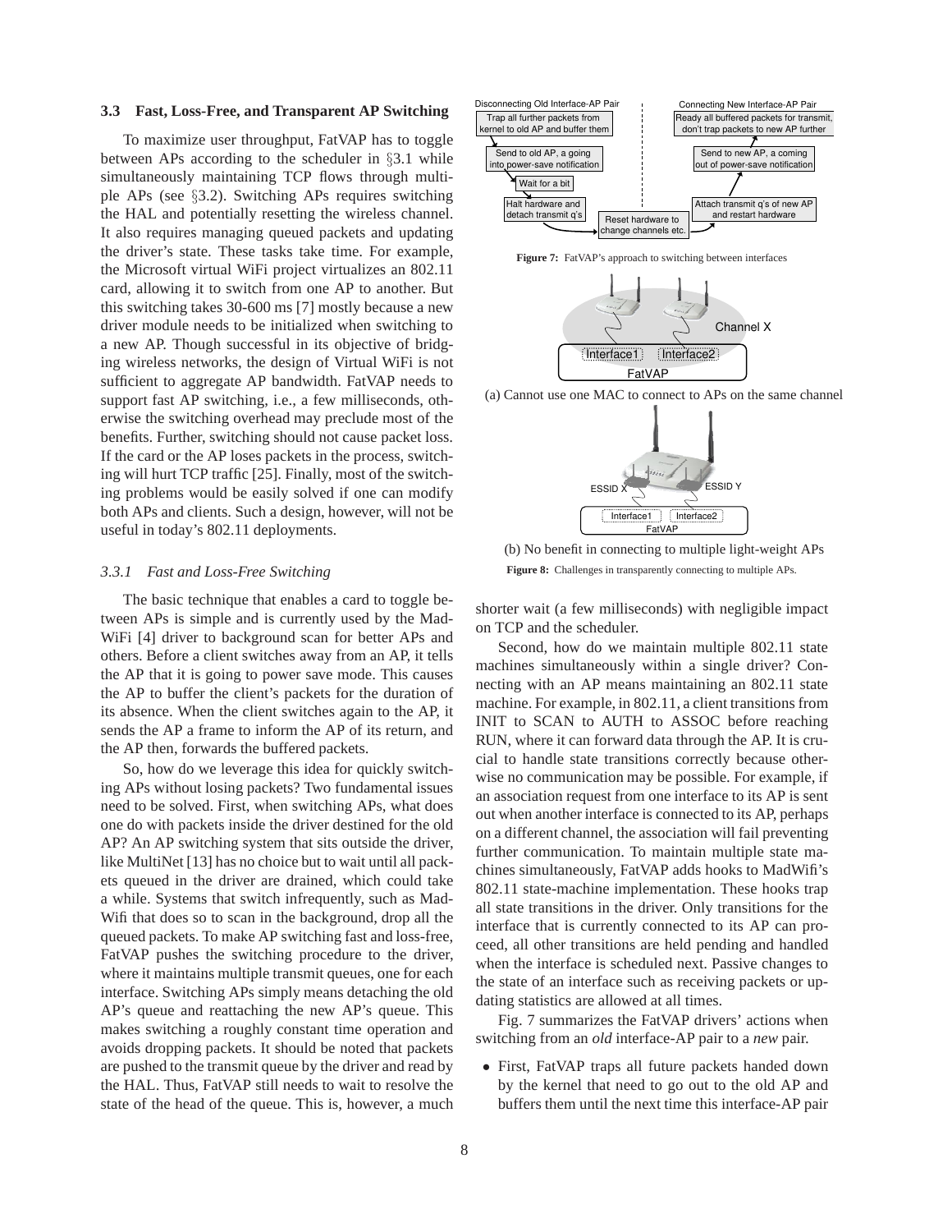### 3.3 Fast, Loss-Free, and Transparent AP Switching

To maximize user throughput, FatVAP has to toggle between APs according to the scheduler in §3.1 while simultaneously maintaining TCP flows through multiple APs (see §3.2). Switching APs requires switching the HAL and potentially resetting the wireless channel. It also requires managing queued packets and updating the driver's state. These tasks take time. For example, the Microsoft virtual WiFi project virtualizes an 802.11 card, allowing it to switch from one AP to another. But this switching takes 30-600 ms [7] mostly because a new driver module needs to be initialized when switching to a new AP. Though successful in its objective of bridging wireless networks, the design of Virtual WiFi is not sufficient to aggregate AP bandwidth. FatVAP needs to support fast AP switching, i.e., a few milliseconds, otherwise the switching overhead may preclude most of the benefits. Further, switching should not cause packet loss. If the card or the AP loses packets in the process, switching will hurt TCP traffic [25]. Finally, most of the switching problems would be easily solved if one can modify both APs and clients. Such a design, however, will not be useful in today's 802.11 deployments.

#### 3.3.1 Fast and Loss-Free Switching

The basic technique that enables a card to toggle between APs is simple and is currently used by the MadWiFi [4] driver to background scan for better APs and others. Before a client switches away from an AP, it tells the AP that it is going to power save mode. This causes the AP to buffer the client's packets for the duration of its absence. When the client switches again to the AP, it sends the AP a frame to inform the AP of its return, and the AP then, forwards the buffered packets.

So, how do we leverage this idea for quickly switching APs without losing packets? Two fundamental issues need to be solved. First, when switching APs, what does one do with packets inside the driver destined for the old AP? An AP switching system that sits outside the driver, like MultiNet [13] has no choice but to wait until all packets queued in the driver are drained, which could take a while. Systems that switch infrequently, such as MadWifi that does so to scan in the background, drop all the queued packets. To make AP switching fast and loss-free, FatVAP pushes the switching procedure to the driver, where it maintains multiple transmit queues, one for each interface. Switching APs simply means detaching the old AP's queue and reattaching the new AP's queue. This makes switching a roughly constant time operation and avoids dropping packets. It should be noted that packets are pushed to the transmit queue by the driver and read by the HAL. Thus, FatVAP still needs to wait to resolve the state of the head of the queue. This is, however, a much shorter wait (a few milliseconds) with negligible impact on TCP and the scheduler.

Disconnecting Old Interface-AP Pair | Connecting New Interface-AP Pair

Trap all further packets from kernel to old AP and buffer them → Send to old AP, a going into power-save notification → Wait for a bit → Halt hardware and detach transmit q's → Reset hardware to change channels etc. → Attach transmit q's of new AP and restart hardware → Send to new AP, a coming out of power-save notification → Ready all buffered packets for transmit, don't trap packets to new AP further

**Figure 7:** FatVAP's approach to switching between interfaces

(a) Cannot use one MAC to connect to APs on the same channel

(b) No benefit in connecting to multiple light-weight APs

**Figure 8:** Challenges in transparently connecting to multiple APs.

Second, how do we maintain multiple 802.11 state machines simultaneously within a single driver? Connecting with an AP means maintaining an 802.11 state machine. For example, in 802.11, a client transitions from INIT to SCAN to AUTH to ASSOC before reaching RUN, where it can forward data through the AP. It is crucial to handle state transitions correctly because otherwise no communication may be possible. For example, if an association request from one interface to its AP is sent out when another interface is connected to its AP, perhaps on a different channel, the association will fail preventing further communication. To maintain multiple state machines simultaneously, FatVAP adds hooks to MadWifi's 802.11 state-machine implementation. These hooks trap all state transitions in the driver. Only transitions for the interface that is currently connected to its AP can proceed, all other transitions are held pending and handled when the interface is scheduled next. Passive changes to the state of an interface such as receiving packets or updating statistics are allowed at all times.

Fig. 7 summarizes the FatVAP drivers' actions when switching from an *old* interface-AP pair to a *new* pair.

- First, FatVAP traps all future packets handed down by the kernel that need to go out to the old AP and buffers them until the next time this interface-AP pair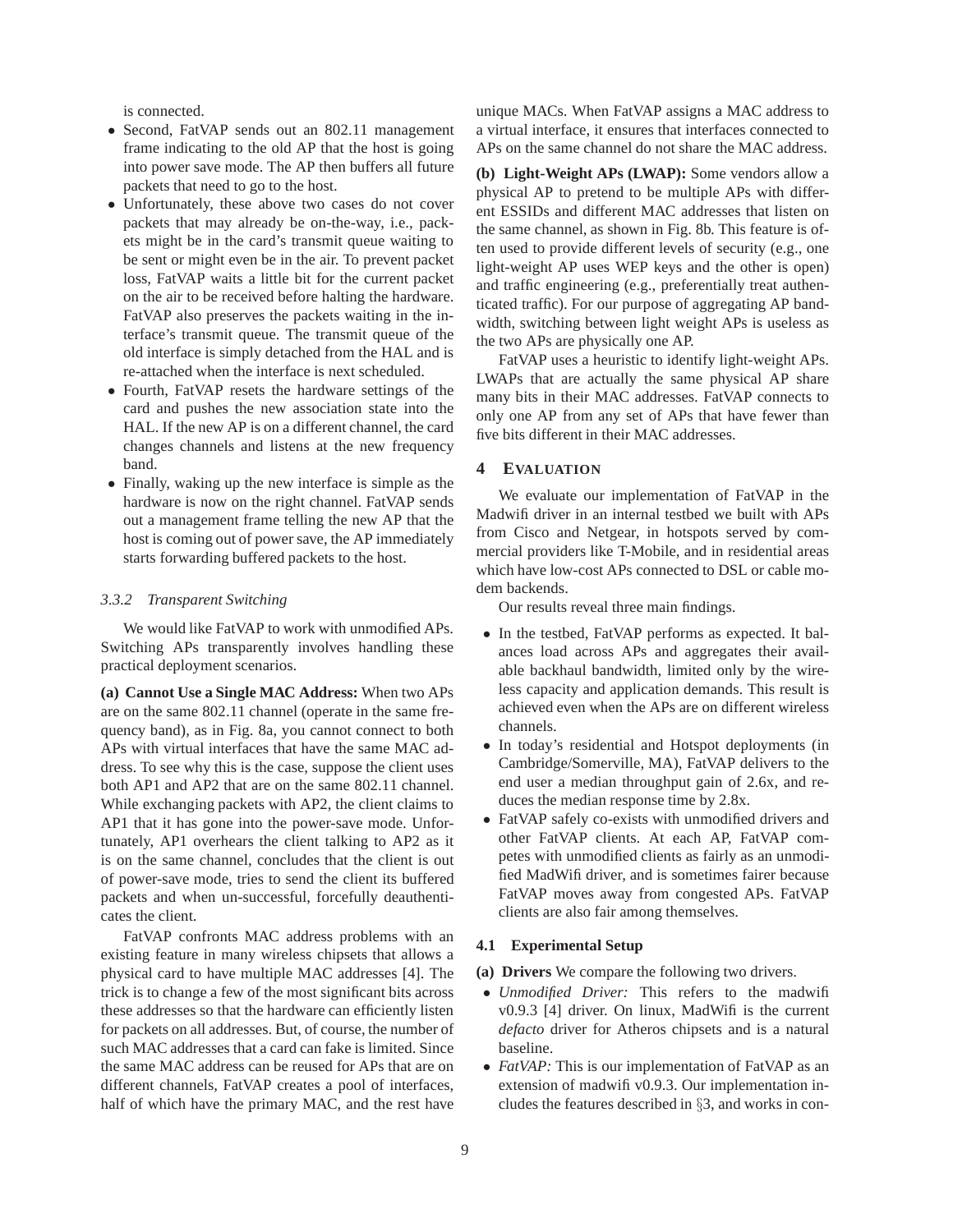is connected.

- Second, FatVAP sends out an 802.11 management frame indicating to the old AP that the host is going into power save mode. The AP then buffers all future packets that need to go to the host.
- Unfortunately, these above two cases do not cover packets that may already be on-the-way, i.e., packets might be in the card's transmit queue waiting to be sent or might even be in the air. To prevent packet loss, FatVAP waits a little bit for the current packet on the air to be received before halting the hardware. FatVAP also preserves the packets waiting in the interface's transmit queue. The transmit queue of the old interface is simply detached from the HAL and is re-attached when the interface is next scheduled.
- Fourth, FatVAP resets the hardware settings of the card and pushes the new association state into the HAL. If the new AP is on a different channel, the card changes channels and listens at the new frequency band.
- Finally, waking up the new interface is simple as the hardware is now on the right channel. FatVAP sends out a management frame telling the new AP that the host is coming out of power save, the AP immediately starts forwarding buffered packets to the host.

#### *3.3.2 Transparent Switching*

We would like FatVAP to work with unmodified APs. Switching APs transparently involves handling these practical deployment scenarios.

**(a) Cannot Use a Single MAC Address:** When two APs are on the same 802.11 channel (operate in the same frequency band), as in Fig. 8a, you cannot connect to both APs with virtual interfaces that have the same MAC address. To see why this is the case, suppose the client uses both AP1 and AP2 that are on the same 802.11 channel. While exchanging packets with AP2, the client claims to AP1 that it has gone into the power-save mode. Unfortunately, AP1 overhears the client talking to AP2 as it is on the same channel, concludes that the client is out of power-save mode, tries to send the client its buffered packets and when un-successful, forcefully deauthenticates the client.

FatVAP confronts MAC address problems with an existing feature in many wireless chipsets that allows a physical card to have multiple MAC addresses [4]. The trick is to change a few of the most significant bits across these addresses so that the hardware can efficiently listen for packets on all addresses. But, of course, the number of such MAC addresses that a card can fake is limited. Since the same MAC address can be reused for APs that are on different channels, FatVAP creates a pool of interfaces, half of which have the primary MAC, and the rest have unique MACs. When FatVAP assigns a MAC address to a virtual interface, it ensures that interfaces connected to APs on the same channel do not share the MAC address.

**(b) Light-Weight APs (LWAP):** Some vendors allow a physical AP to pretend to be multiple APs with different ESSIDs and different MAC addresses that listen on the same channel, as shown in Fig. 8b. This feature is often used to provide different levels of security (e.g., one light-weight AP uses WEP keys and the other is open) and traffic engineering (e.g., preferentially treat authenticated traffic). For our purpose of aggregating AP bandwidth, switching between light weight APs is useless as the two APs are physically one AP.

FatVAP uses a heuristic to identify light-weight APs. LWAPs that are actually the same physical AP share many bits in their MAC addresses. FatVAP connects to only one AP from any set of APs that have fewer than five bits different in their MAC addresses.

## 4 EVALUATION

We evaluate our implementation of FatVAP in the Madwifi driver in an internal testbed we built with APs from Cisco and Netgear, in hotspots served by commercial providers like T-Mobile, and in residential areas which have low-cost APs connected to DSL or cable modem backends.

Our results reveal three main findings.

- In the testbed, FatVAP performs as expected. It balances load across APs and aggregates their available backhaul bandwidth, limited only by the wireless capacity and application demands. This result is achieved even when the APs are on different wireless channels.
- In today's residential and Hotspot deployments (in Cambridge/Somerville, MA), FatVAP delivers to the end user a median throughput gain of 2.6x, and reduces the median response time by 2.8x.
- FatVAP safely co-exists with unmodified drivers and other FatVAP clients. At each AP, FatVAP competes with unmodified clients as fairly as an unmodified MadWifi driver, and is sometimes fairer because FatVAP moves away from congested APs. FatVAP clients are also fair among themselves.

### 4.1 Experimental Setup

**(a) Drivers** We compare the following two drivers.

- *Unmodified Driver:* This refers to the madwifi v0.9.3 [4] driver. On linux, MadWifi is the current *defacto* driver for Atheros chipsets and is a natural baseline.
- *FatVAP:* This is our implementation of FatVAP as an extension of madwifi v0.9.3. Our implementation includes the features described in §3, and works in con-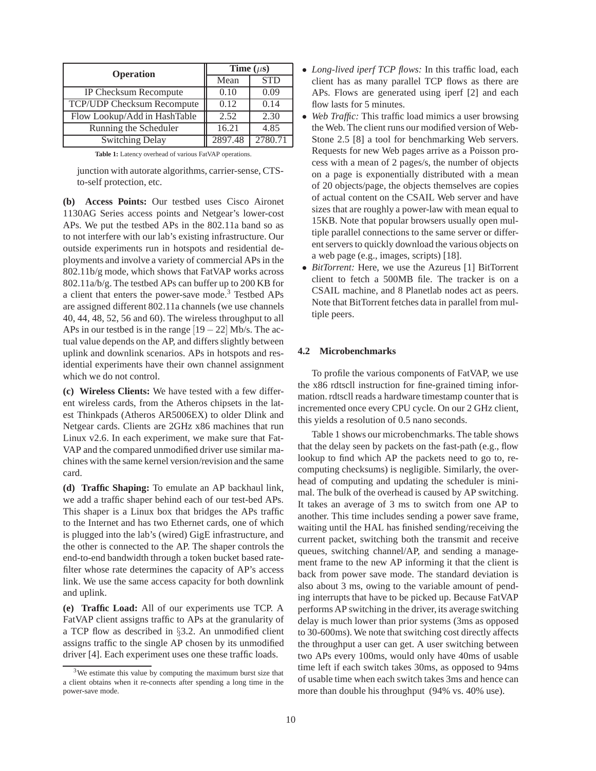| Operation | Time ($\mu$s) | |
|---|---|---|
| | Mean | STD |
| IP Checksum Recompute | 0.10 | 0.09 |
| TCP/UDP Checksum Recompute | 0.12 | 0.14 |
| Flow Lookup/Add in HashTable | 2.52 | 2.30 |
| Running the Scheduler | 16.21 | 4.85 |
| Switching Delay | 2897.48 | 2780.71 |

**Table 1:** Latency overhead of various FatVAP operations.

junction with autorate algorithms, carrier-sense, CTS-to-self protection, etc.

**(b) Access Points:** Our testbed uses Cisco Aironet 1130AG Series access points and Netgear's lower-cost APs. We put the testbed APs in the 802.11a band so as to not interfere with our lab's existing infrastructure. Our outside experiments run in hotspots and residential deployments and involve a variety of commercial APs in the 802.11b/g mode, which shows that FatVAP works across 802.11a/b/g. The testbed APs can buffer up to 200 KB for a client that enters the power-save mode.[3] Testbed APs are assigned different 802.11a channels (we use channels 40, 44, 48, 52, 56 and 60). The wireless throughput to all APs in our testbed is in the range $[19-22]$ Mb/s. The actual value depends on the AP, and differs slightly between uplink and downlink scenarios. APs in hotspots and residential experiments have their own channel assignment which we do not control.

**(c) Wireless Clients:** We have tested with a few different wireless cards, from the Atheros chipsets in the latest Thinkpads (Atheros AR5006EX) to older Dlink and Netgear cards. Clients are 2GHz x86 machines that run Linux v2.6. In each experiment, we make sure that FatVAP and the compared unmodified driver use similar machines with the same kernel version/revision and the same card.

**(d) Traffic Shaping:** To emulate an AP backhaul link, we add a traffic shaper behind each of our test-bed APs. This shaper is a Linux box that bridges the APs traffic to the Internet and has two Ethernet cards, one of which is plugged into the lab's (wired) GigE infrastructure, and the other is connected to the AP. The shaper controls the end-to-end bandwidth through a token bucket based rate-filter whose rate determines the capacity of AP's access link. We use the same access capacity for both downlink and uplink.

**(e) Traffic Load:** All of our experiments use TCP. A FatVAP client assigns traffic to APs at the granularity of a TCP flow as described in §3.2. An unmodified client assigns traffic to the single AP chosen by its unmodified driver [4]. Each experiment uses one these traffic loads.

[3] We estimate this value by computing the maximum burst size that a client obtains when it re-connects after spending a long time in the power-save mode.

- *Long-lived iperf TCP flows:* In this traffic load, each client has as many parallel TCP flows as there are APs. Flows are generated using iperf [2] and each flow lasts for 5 minutes.
- *Web Traffic:* This traffic load mimics a user browsing the Web. The client runs our modified version of WebStone 2.5 [8] a tool for benchmarking Web servers. Requests for new Web pages arrive as a Poisson process with a mean of 2 pages/s, the number of objects on a page is exponentially distributed with a mean of 20 objects/page, the objects themselves are copies of actual content on the CSAIL Web server and have sizes that are roughly a power-law with mean equal to 15KB. Note that popular browsers usually open multiple parallel connections to the same server or different servers to quickly download the various objects on a web page (e.g., images, scripts) [18].
- *BitTorrent:* Here, we use the Azureus [1] BitTorrent client to fetch a 500MB file. The tracker is on a CSAIL machine, and 8 Planetlab nodes act as peers. Note that BitTorrent fetches data in parallel from multiple peers.

### 4.2 Microbenchmarks

To profile the various components of FatVAP, we use the x86 rdtscll instruction for fine-grained timing information. rdtscll reads a hardware timestamp counter that is incremented once every CPU cycle. On our 2 GHz client, this yields a resolution of 0.5 nano seconds.

Table 1 shows our microbenchmarks. The table shows that the delay seen by packets on the fast-path (e.g., flow lookup to find which AP the packets need to go to, recomputing checksums) is negligible. Similarly, the overhead of computing and updating the scheduler is minimal. The bulk of the overhead is caused by AP switching. It takes an average of 3 ms to switch from one AP to another. This time includes sending a power save frame, waiting until the HAL has finished sending/receiving the current packet, switching both the transmit and receive queues, switching channel/AP, and sending a management frame to the new AP informing it that the client is back from power save mode. The standard deviation is also about 3 ms, owing to the variable amount of pending interrupts that have to be picked up. Because FatVAP performs AP switching in the driver, its average switching delay is much lower than prior systems (3ms as opposed to 30-600ms). We note that switching cost directly affects the throughput a user can get. A user switching between two APs every 100ms, would only have 40ms of usable time left if each switch takes 30ms, as opposed to 94ms of usable time when each switch takes 3ms and hence can more than double his throughput (94% vs. 40% use).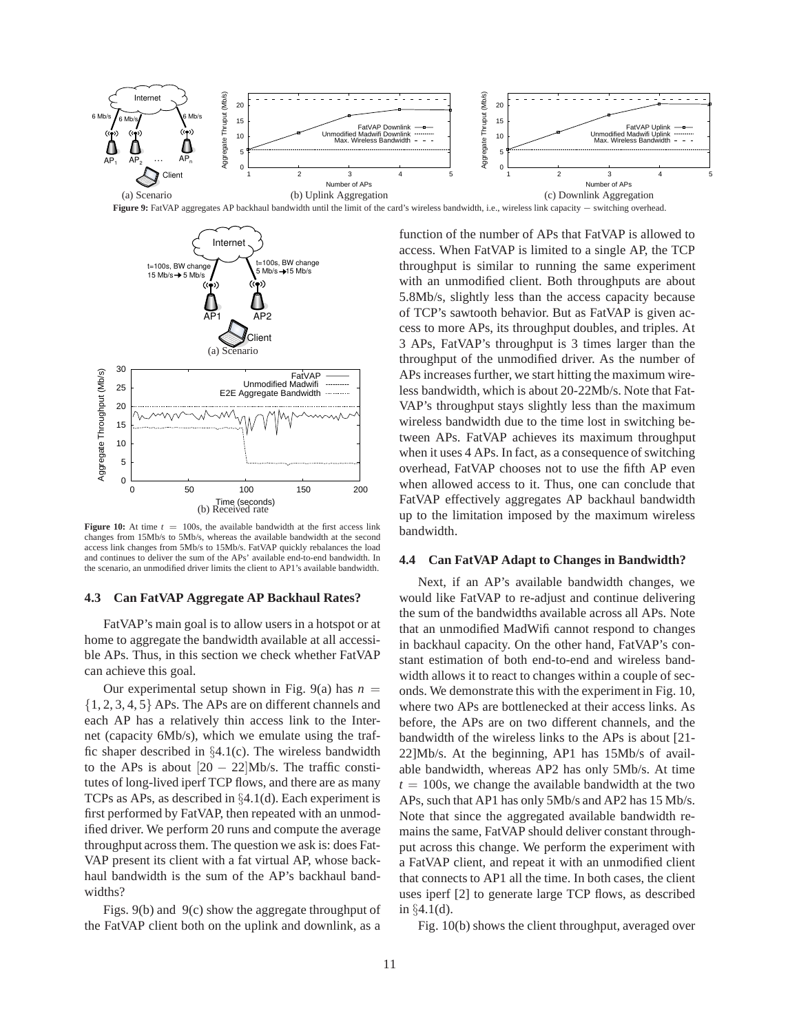**Figure 9:** FatVAP aggregates AP backhaul bandwidth until the limit of the card's wireless bandwidth, i.e., wireless link capacity − switching overhead.

**Figure 10:** At time $t = 100$s, the available bandwidth at the first access link changes from 15Mb/s to 5Mb/s, whereas the available bandwidth at the second access link changes from 5Mb/s to 15Mb/s. FatVAP quickly rebalances the load and continues to deliver the sum of the APs' available end-to-end bandwidth. In the scenario, an unmodified driver limits the client to AP1's available bandwidth.

### 4.3 Can FatVAP Aggregate AP Backhaul Rates?

FatVAP's main goal is to allow users in a hotspot or at home to aggregate the bandwidth available at all accessible APs. Thus, in this section we check whether FatVAP can achieve this goal.

Our experimental setup shown in Fig. 9(a) has $n = \{1, 2, 3, 4, 5\}$ APs. The APs are on different channels and each AP has a relatively thin access link to the Internet (capacity 6Mb/s), which we emulate using the traffic shaper described in §4.1(c). The wireless bandwidth to the APs is about $[20 - 22]$Mb/s. The traffic constitutes of long-lived iperf TCP flows, and there are as many TCPs as APs, as described in §4.1(d). Each experiment is first performed by FatVAP, then repeated with an unmodified driver. We perform 20 runs and compute the average throughput across them. The question we ask is: does FatVAP present its client with a fat virtual AP, whose backhaul bandwidth is the sum of the AP's backhaul bandwidths?

Figs. 9(b) and 9(c) show the aggregate throughput of the FatVAP client both on the uplink and downlink, as a function of the number of APs that FatVAP is allowed to access. When FatVAP is limited to a single AP, the TCP throughput is similar to running the same experiment with an unmodified client. Both throughputs are about 5.8Mb/s, slightly less than the access capacity because of TCP's sawtooth behavior. But as FatVAP is given access to more APs, its throughput doubles, and triples. At 3 APs, FatVAP's throughput is 3 times larger than the throughput of the unmodified driver. As the number of APs increases further, we start hitting the maximum wireless bandwidth, which is about 20-22Mb/s. Note that FatVAP's throughput stays slightly less than the maximum wireless bandwidth due to the time lost in switching between APs. FatVAP achieves its maximum throughput when it uses 4 APs. In fact, as a consequence of switching overhead, FatVAP chooses not to use the fifth AP even when allowed access to it. Thus, one can conclude that FatVAP effectively aggregates AP backhaul bandwidth up to the limitation imposed by the maximum wireless bandwidth.

### 4.4 Can FatVAP Adapt to Changes in Bandwidth?

Next, if an AP's available bandwidth changes, we would like FatVAP to re-adjust and continue delivering the sum of the bandwidths available across all APs. Note that an unmodified MadWifi cannot respond to changes in backhaul capacity. On the other hand, FatVAP's constant estimation of both end-to-end and wireless bandwidth allows it to react to changes within a couple of seconds. We demonstrate this with the experiment in Fig. 10, where two APs are bottlenecked at their access links. As before, the APs are on two different channels, and the bandwidth of the wireless links to the APs is about [21-22]Mb/s. At the beginning, AP1 has 15Mb/s of available bandwidth, whereas AP2 has only 5Mb/s. At time $t = 100$s, we change the available bandwidth at the two APs, such that AP1 has only 5Mb/s and AP2 has 15 Mb/s. Note that since the aggregated available bandwidth remains the same, FatVAP should deliver constant throughput across this change. We perform the experiment with a FatVAP client, and repeat it with an unmodified client that connects to AP1 all the time. In both cases, the client uses iperf [2] to generate large TCP flows, as described in §4.1(d).

Fig. 10(b) shows the client throughput, averaged over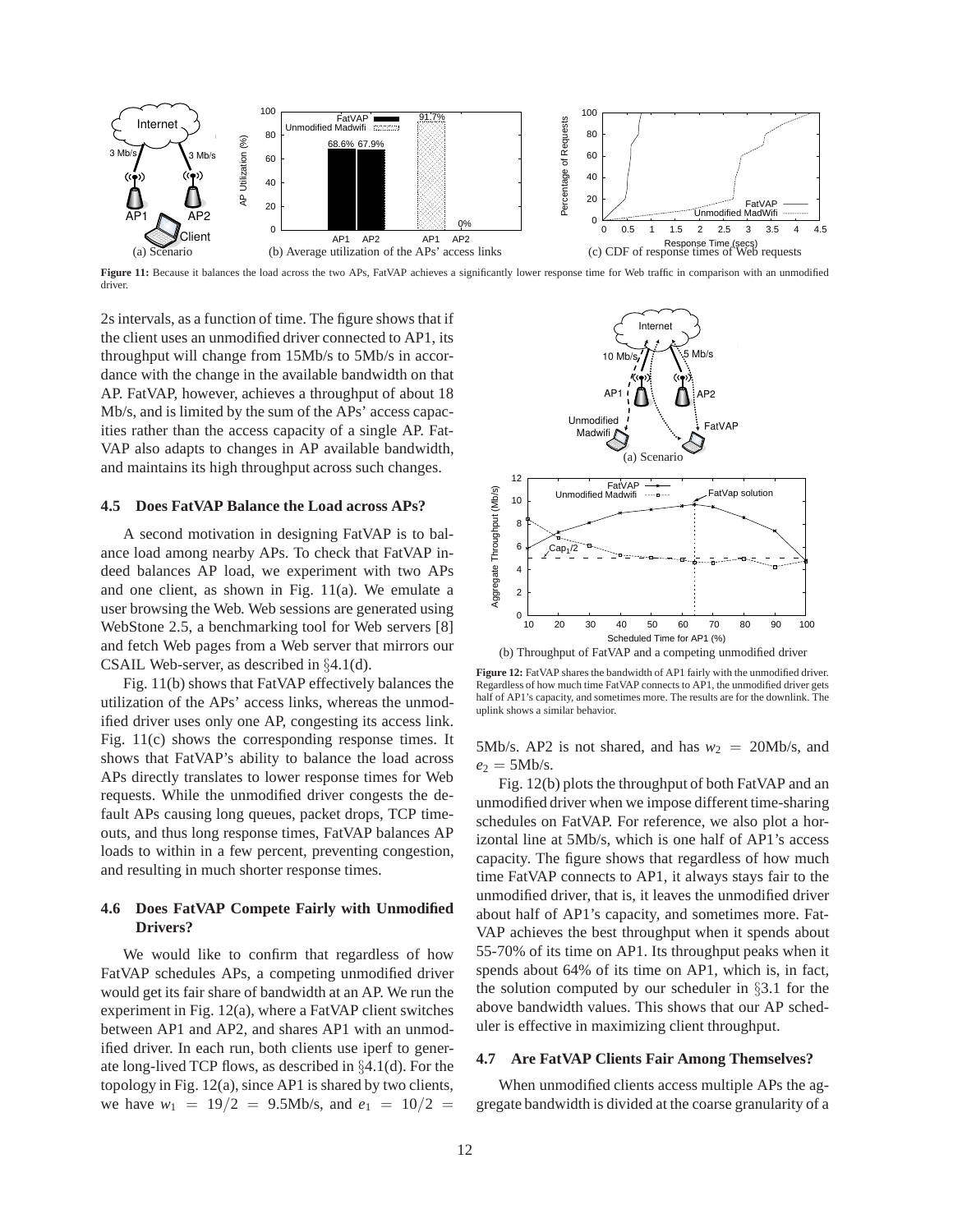Figure 11: Because it balances the load across the two APs, FatVAP achieves a significantly lower response time for Web traffic in comparison with an unmodified driver.

2s intervals, as a function of time. The figure shows that if the client uses an unmodified driver connected to AP1, its throughput will change from 15Mb/s to 5Mb/s in accordance with the change in the available bandwidth on that AP. FatVAP, however, achieves a throughput of about 18 Mb/s, and is limited by the sum of the APs' access capacities rather than the access capacity of a single AP. FatVAP also adapts to changes in AP available bandwidth, and maintains its high throughput across such changes.

### 4.5 Does FatVAP Balance the Load across APs?

A second motivation in designing FatVAP is to balance load among nearby APs. To check that FatVAP indeed balances AP load, we experiment with two APs and one client, as shown in Fig. 11(a). We emulate a user browsing the Web. Web sessions are generated using WebStone 2.5, a benchmarking tool for Web servers [8] and fetch Web pages from a Web server that mirrors our CSAIL Web-server, as described in §4.1(d).

Fig. 11(b) shows that FatVAP effectively balances the utilization of the APs' access links, whereas the unmodified driver uses only one AP, congesting its access link. Fig. 11(c) shows the corresponding response times. It shows that FatVAP's ability to balance the load across APs directly translates to lower response times for Web requests. While the unmodified driver congests the default APs causing long queues, packet drops, TCP timeouts, and thus long response times, FatVAP balances AP loads to within in a few percent, preventing congestion, and resulting in much shorter response times.

### 4.6 Does FatVAP Compete Fairly with Unmodified Drivers?

We would like to confirm that regardless of how FatVAP schedules APs, a competing unmodified driver would get its fair share of bandwidth at an AP. We run the experiment in Fig. 12(a), where a FatVAP client switches between AP1 and AP2, and shares AP1 with an unmodified driver. In each run, both clients use iperf to generate long-lived TCP flows, as described in §4.1(d). For the topology in Fig. 12(a), since AP1 is shared by two clients, we have $w_1 = 19/2 = 9.5$Mb/s, and $e_1 = 10/2 = 5$Mb/s. AP2 is not shared, and has $w_2 = 20$Mb/s, and $e_2 = 5$Mb/s.

Figure 12: FatVAP shares the bandwidth of AP1 fairly with the unmodified driver. Regardless of how much time FatVAP connects to AP1, the unmodified driver gets half of AP1's capacity, and sometimes more. The results are for the downlink. The uplink shows a similar behavior.

Fig. 12(b) plots the throughput of both FatVAP and an unmodified driver when we impose different time-sharing schedules on FatVAP. For reference, we also plot a horizontal line at 5Mb/s, which is one half of AP1's access capacity. The figure shows that regardless of how much time FatVAP connects to AP1, it always stays fair to the unmodified driver, that is, it leaves the unmodified driver about half of AP1's capacity, and sometimes more. FatVAP achieves the best throughput when it spends about 55-70% of its time on AP1. Its throughput peaks when it spends about 64% of its time on AP1, which is, in fact, the solution computed by our scheduler in §3.1 for the above bandwidth values. This shows that our AP scheduler is effective in maximizing client throughput.

### 4.7 Are FatVAP Clients Fair Among Themselves?

When unmodified clients access multiple APs the aggregate bandwidth is divided at the coarse granularity of a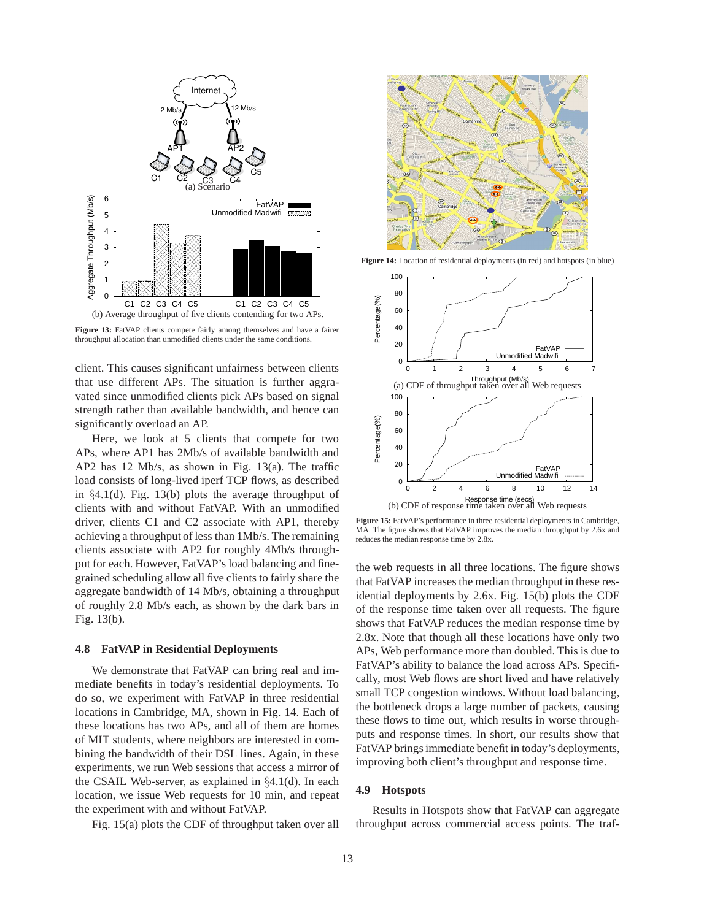(a) Scenario

(b) Average throughput of five clients contending for two APs.

**Figure 13:** FatVAP clients compete fairly among themselves and have a fairer throughput allocation than unmodified clients under the same conditions.

client. This causes significant unfairness between clients that use different APs. The situation is further aggravated since unmodified clients pick APs based on signal strength rather than available bandwidth, and hence can significantly overload an AP.

Here, we look at 5 clients that compete for two APs, where AP1 has 2Mb/s of available bandwidth and AP2 has 12 Mb/s, as shown in Fig. 13(a). The traffic load consists of long-lived iperf TCP flows, as described in §4.1(d). Fig. 13(b) plots the average throughput of clients with and without FatVAP. With an unmodified driver, clients C1 and C2 associate with AP1, thereby achieving a throughput of less than 1Mb/s. The remaining clients associate with AP2 for roughly 4Mb/s throughput for each. However, FatVAP's load balancing and fine-grained scheduling allow all five clients to fairly share the aggregate bandwidth of 14 Mb/s, obtaining a throughput of roughly 2.8 Mb/s each, as shown by the dark bars in Fig. 13(b).

### 4.8 FatVAP in Residential Deployments

We demonstrate that FatVAP can bring real and immediate benefits in today's residential deployments. To do so, we experiment with FatVAP in three residential locations in Cambridge, MA, shown in Fig. 14. Each of these locations has two APs, and all of them are homes of MIT students, where neighbors are interested in combining the bandwidth of their DSL lines. Again, in these experiments, we run Web sessions that access a mirror of the CSAIL Web-server, as explained in §4.1(d). In each location, we issue Web requests for 10 min, and repeat the experiment with and without FatVAP.

Fig. 15(a) plots the CDF of throughput taken over all

**Figure 14:** Location of residential deployments (in red) and hotspots (in blue)

(a) CDF of throughput taken over all Web requests

(b) CDF of response time taken over all Web requests

**Figure 15:** FatVAP's performance in three residential deployments in Cambridge, MA. The figure shows that FatVAP improves the median throughput by 2.6x and reduces the median response time by 2.8x.

the web requests in all three locations. The figure shows that FatVAP increases the median throughput in these residential deployments by 2.6x. Fig. 15(b) plots the CDF of the response time taken over all requests. The figure shows that FatVAP reduces the median response time by 2.8x. Note that though all these locations have only two APs, Web performance more than doubled. This is due to FatVAP's ability to balance the load across APs. Specifically, most Web flows are short lived and have relatively small TCP congestion windows. Without load balancing, the bottleneck drops a large number of packets, causing these flows to time out, which results in worse throughputs and response times. In short, our results show that FatVAP brings immediate benefit in today's deployments, improving both client's throughput and response time.

### 4.9 Hotspots

Results in Hotspots show that FatVAP can aggregate throughput across commercial access points. The traf-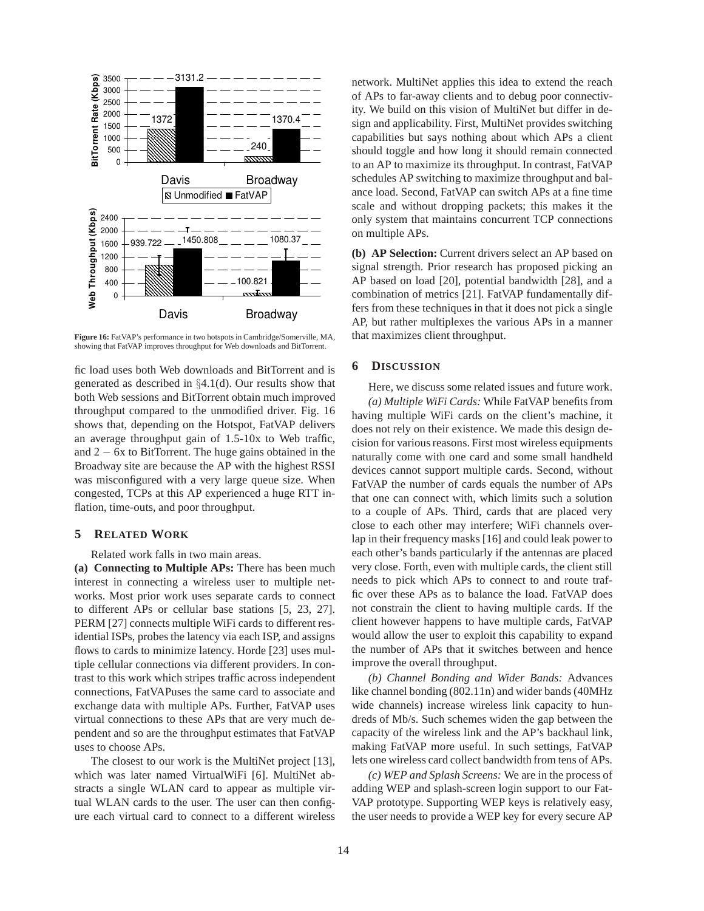Figure 16: FatVAP's performance in two hotspots in Cambridge/Somerville, MA, showing that FatVAP improves throughput for Web downloads and BitTorrent.

fic load uses both Web downloads and BitTorrent and is generated as described in §4.1(d). Our results show that both Web sessions and BitTorrent obtain much improved throughput compared to the unmodified driver. Fig. 16 shows that, depending on the Hotspot, FatVAP delivers an average throughput gain of 1.5-10x to Web traffic, and $2-6$x to BitTorrent. The huge gains obtained in the Broadway site are because the AP with the highest RSSI was misconfigured with a very large queue size. When congested, TCPs at this AP experienced a huge RTT inflation, time-outs, and poor throughput.

## 5 Related Work

Related work falls in two main areas.

**(a) Connecting to Multiple APs:** There has been much interest in connecting a wireless user to multiple networks. Most prior work uses separate cards to connect to different APs or cellular base stations [5, 23, 27]. PERM [27] connects multiple WiFi cards to different residential ISPs, probes the latency via each ISP, and assigns flows to cards to minimize latency. Horde [23] uses multiple cellular connections via different providers. In contrast to this work which stripes traffic across independent connections, FatVAPuses the same card to associate and exchange data with multiple APs. Further, FatVAP uses virtual connections to these APs that are very much dependent and so are the throughput estimates that FatVAP uses to choose APs.

The closest to our work is the MultiNet project [13], which was later named VirtualWiFi [6]. MultiNet abstracts a single WLAN card to appear as multiple virtual WLAN cards to the user. The user can then configure each virtual card to connect to a different wireless network. MultiNet applies this idea to extend the reach of APs to far-away clients and to debug poor connectivity. We build on this vision of MultiNet but differ in design and applicability. First, MultiNet provides switching capabilities but says nothing about which APs a client should toggle and how long it should remain connected to an AP to maximize its throughput. In contrast, FatVAP schedules AP switching to maximize throughput and balance load. Second, FatVAP can switch APs at a fine time scale and without dropping packets; this makes it the only system that maintains concurrent TCP connections on multiple APs.

**(b) AP Selection:** Current drivers select an AP based on signal strength. Prior research has proposed picking an AP based on load [20], potential bandwidth [28], and a combination of metrics [21]. FatVAP fundamentally differs from these techniques in that it does not pick a single AP, but rather multiplexes the various APs in a manner that maximizes client throughput.

## 6 Discussion

Here, we discuss some related issues and future work.

*(a) Multiple WiFi Cards:* While FatVAP benefits from having multiple WiFi cards on the client's machine, it does not rely on their existence. We made this design decision for various reasons. First most wireless equipments naturally come with one card and some small handheld devices cannot support multiple cards. Second, without FatVAP the number of cards equals the number of APs that one can connect with, which limits such a solution to a couple of APs. Third, cards that are placed very close to each other may interfere; WiFi channels overlap in their frequency masks [16] and could leak power to each other's bands particularly if the antennas are placed very close. Forth, even with multiple cards, the client still needs to pick which APs to connect to and route traffic over these APs as to balance the load. FatVAP does not constrain the client to having multiple cards. If the client however happens to have multiple cards, FatVAP would allow the user to exploit this capability to expand the number of APs that it switches between and hence improve the overall throughput.

*(b) Channel Bonding and Wider Bands:* Advances like channel bonding (802.11n) and wider bands (40MHz wide channels) increase wireless link capacity to hundreds of Mb/s. Such schemes widen the gap between the capacity of the wireless link and the AP's backhaul link, making FatVAP more useful. In such settings, FatVAP lets one wireless card collect bandwidth from tens of APs.

*(c) WEP and Splash Screens:* We are in the process of adding WEP and splash-screen login support to our FatVAP prototype. Supporting WEP keys is relatively easy, the user needs to provide a WEP key for every secure AP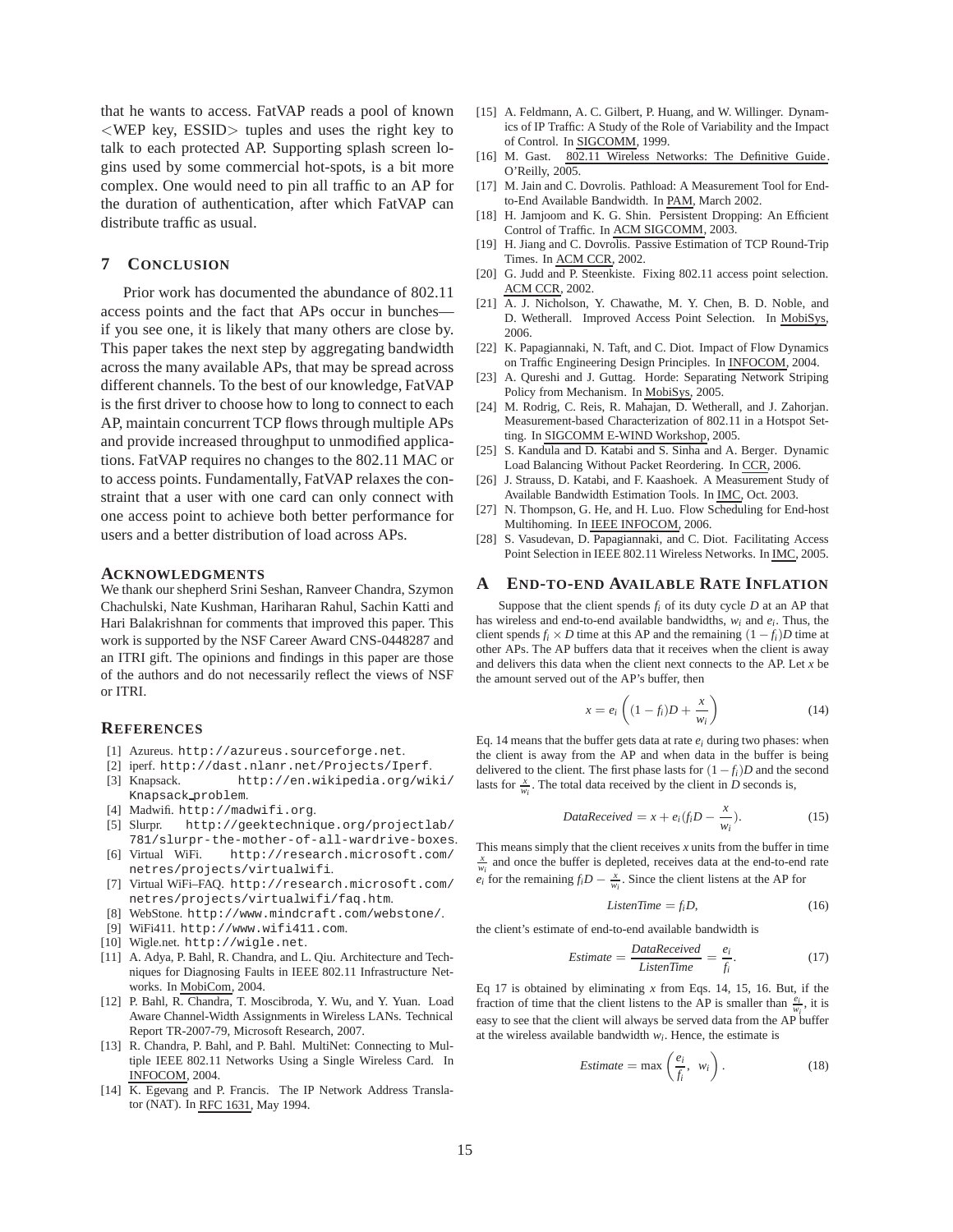that he wants to access. FatVAP reads a pool of known <WEP key, ESSID> tuples and uses the right key to talk to each protected AP. Supporting splash screen logins used by some commercial hot-spots, is a bit more complex. One would need to pin all traffic to an AP for the duration of authentication, after which FatVAP can distribute traffic as usual.

## 7 CONCLUSION

Prior work has documented the abundance of 802.11 access points and the fact that APs occur in bunches—if you see one, it is likely that many others are close by. This paper takes the next step by aggregating bandwidth across the many available APs, that may be spread across different channels. To the best of our knowledge, FatVAP is the first driver to choose how to long to connect to each AP, maintain concurrent TCP flows through multiple APs and provide increased throughput to unmodified applications. FatVAP requires no changes to the 802.11 MAC or to access points. Fundamentally, FatVAP relaxes the constraint that a user with one card can only connect with one access point to achieve both better performance for users and a better distribution of load across APs.

## ACKNOWLEDGMENTS

We thank our shepherd Srini Seshan, Ranveer Chandra, Szymon Chachulski, Nate Kushman, Hariharan Rahul, Sachin Katti and Hari Balakrishnan for comments that improved this paper. This work is supported by the NSF Career Award CNS-0448287 and an ITRI gift. The opinions and findings in this paper are those of the authors and do not necessarily reflect the views of NSF or ITRI.

## REFERENCES

[1] Azureus. http://azureus.sourceforge.net.

[2] iperf. http://dast.nlanr.net/Projects/Iperf.

[3] Knapsack. http://en.wikipedia.org/wiki/Knapsack_problem.

[4] Madwifi. http://madwifi.org.

[5] Slurpr. http://geektechnique.org/projectlab/781/slurpr-the-mother-of-all-wardrive-boxes.

[6] Virtual WiFi. http://research.microsoft.com/netres/projects/virtualwifi.

[7] Virtual WiFi–FAQ. http://research.microsoft.com/netres/projects/virtualwifi/faq.htm.

[8] WebStone. http://www.mindcraft.com/webstone/.

[9] WiFi411. http://www.wifi411.com.

[10] Wigle.net. http://wigle.net.

[11] A. Adya, P. Bahl, R. Chandra, and L. Qiu. Architecture and Techniques for Diagnosing Faults in IEEE 802.11 Infrastructure Networks. In MobiCom, 2004.

[12] P. Bahl, R. Chandra, T. Moscibroda, Y. Wu, and Y. Yuan. Load Aware Channel-Width Assignments in Wireless LANs. Technical Report TR-2007-79, Microsoft Research, 2007.

[13] R. Chandra, P. Bahl, and P. Bahl. MultiNet: Connecting to Multiple IEEE 802.11 Networks Using a Single Wireless Card. In INFOCOM, 2004.

[14] K. Egevang and P. Francis. The IP Network Address Translator (NAT). In RFC 1631, May 1994.

[15] A. Feldmann, A. C. Gilbert, P. Huang, and W. Willinger. Dynamics of IP Traffic: A Study of the Role of Variability and the Impact of Control. In SIGCOMM, 1999.

[16] M. Gast. 802.11 Wireless Networks: The Definitive Guide. O'Reilly, 2005.

[17] M. Jain and C. Dovrolis. Pathload: A Measurement Tool for End-to-End Available Bandwidth. In PAM, March 2002.

[18] H. Jamjoom and K. G. Shin. Persistent Dropping: An Efficient Control of Traffic. In ACM SIGCOMM, 2003.

[19] H. Jiang and C. Dovrolis. Passive Estimation of TCP Round-Trip Times. In ACM CCR, 2002.

[20] G. Judd and P. Steenkiste. Fixing 802.11 access point selection. ACM CCR, 2002.

[21] A. J. Nicholson, Y. Chawathe, M. Y. Chen, B. D. Noble, and D. Wetherall. Improved Access Point Selection. In MobiSys, 2006.

[22] K. Papagiannaki, N. Taft, and C. Diot. Impact of Flow Dynamics on Traffic Engineering Design Principles. In INFOCOM, 2004.

[23] A. Qureshi and J. Guttag. Horde: Separating Network Striping Policy from Mechanism. In MobiSys, 2005.

[24] M. Rodrig, C. Reis, R. Mahajan, D. Wetherall, and J. Zahorjan. Measurement-based Characterization of 802.11 in a Hotspot Setting. In SIGCOMM E-WIND Workshop, 2005.

[25] S. Kandula and D. Katabi and S. Sinha and A. Berger. Dynamic Load Balancing Without Packet Reordering. In CCR, 2006.

[26] J. Strauss, D. Katabi, and F. Kaashoek. A Measurement Study of Available Bandwidth Estimation Tools. In IMC, Oct. 2003.

[27] N. Thompson, G. He, and H. Luo. Flow Scheduling for End-host Multihoming. In IEEE INFOCOM, 2006.

[28] S. Vasudevan, D. Papagiannaki, and C. Diot. Facilitating Access Point Selection in IEEE 802.11 Wireless Networks. In IMC, 2005.

## A END-TO-END AVAILABLE RATE INFLATION

Suppose that the client spends $f_i$ of its duty cycle $D$ at an AP that has wireless and end-to-end available bandwidths, $w_i$ and $e_i$. Thus, the client spends $f_i \times D$ time at this AP and the remaining $(1 - f_i)D$ time at other APs. The AP buffers data that it receives when the client is away and delivers this data when the client next connects to the AP. Let $x$ be the amount served out of the AP's buffer, then

$$x = e_i \left( (1 - f_i)D + \frac{x}{w_i} \right) \tag{14}$$

Eq. 14 means that the buffer gets data at rate $e_i$ during two phases: when the client is away from the AP and when data in the buffer is being delivered to the client. The first phase lasts for $(1 - f_i)D$ and the second lasts for $\frac{x}{w_i}$. The total data received by the client in $D$ seconds is,

$$DataReceived = x + e_i(f_i D - \frac{x}{w_i}). \tag{15}$$

This means simply that the client receives $x$ units from the buffer in time $\frac{x}{w_i}$ and once the buffer is depleted, receives data at the end-to-end rate $e_i$ for the remaining $f_i D - \frac{x}{w_i}$. Since the client listens at the AP for

$$ListenTime = f_i D, \tag{16}$$

the client's estimate of end-to-end available bandwidth is

$$Estimate = \frac{DataReceived}{ListenTime} = \frac{e_i}{f_i}. \tag{17}$$

Eq 17 is obtained by eliminating $x$ from Eqs. 14, 15, 16. But, if the fraction of time that the client listens to the AP is smaller than $\frac{e_i}{w_i}$, it is easy to see that the client will always be served data from the AP buffer at the wireless available bandwidth $w_i$. Hence, the estimate is

$$Estimate = \max \left( \frac{e_i}{f_i},\ w_i \right). \tag{18}$$